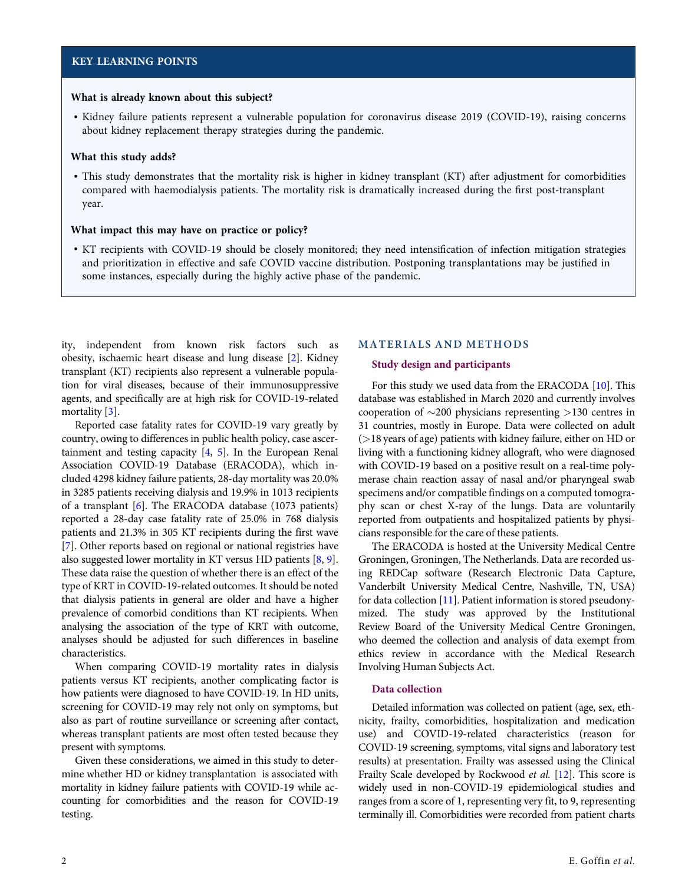## KEY LEARNING POINTS

**What is already known about this subject?**

- Kidney failure patients represent a vulnerable population for coronavirus disease 2019 (COVID-19), raising concerns about kidney replacement therapy strategies during the pandemic.

**What this study adds?**

- This study demonstrates that the mortality risk is higher in kidney transplant (KT) after adjustment for comorbidities compared with haemodialysis patients. The mortality risk is dramatically increased during the first post-transplant year.

**What impact this may have on practice or policy?**

- KT recipients with COVID-19 should be closely monitored; they need intensification of infection mitigation strategies and prioritization in effective and safe COVID vaccine distribution. Postponing transplantations may be justified in some instances, especially during the highly active phase of the pandemic.

ity, independent from known risk factors such as obesity, ischaemic heart disease and lung disease [2]. Kidney transplant (KT) recipients also represent a vulnerable population for viral diseases, because of their immunosuppressive agents, and specifically are at high risk for COVID-19-related mortality [3].

Reported case fatality rates for COVID-19 vary greatly by country, owing to differences in public health policy, case ascertainment and testing capacity [4, 5]. In the European Renal Association COVID-19 Database (ERACODA), which included 4298 kidney failure patients, 28-day mortality was 20.0% in 3285 patients receiving dialysis and 19.9% in 1013 recipients of a transplant [6]. The ERACODA database (1073 patients) reported a 28-day case fatality rate of 25.0% in 768 dialysis patients and 21.3% in 305 KT recipients during the first wave [7]. Other reports based on regional or national registries have also suggested lower mortality in KT versus HD patients [8, 9]. These data raise the question of whether there is an effect of the type of KRT in COVID-19-related outcomes. It should be noted that dialysis patients in general are older and have a higher prevalence of comorbid conditions than KT recipients. When analysing the association of the type of KRT with outcome, analyses should be adjusted for such differences in baseline characteristics.

When comparing COVID-19 mortality rates in dialysis patients versus KT recipients, another complicating factor is how patients were diagnosed to have COVID-19. In HD units, screening for COVID-19 may rely not only on symptoms, but also as part of routine surveillance or screening after contact, whereas transplant patients are most often tested because they present with symptoms.

Given these considerations, we aimed in this study to determine whether HD or kidney transplantation is associated with mortality in kidney failure patients with COVID-19 while accounting for comorbidities and the reason for COVID-19 testing.

## MATERIALS AND METHODS

### Study design and participants

For this study we used data from the ERACODA [10]. This database was established in March 2020 and currently involves cooperation of ∼200 physicians representing >130 centres in 31 countries, mostly in Europe. Data were collected on adult (>18 years of age) patients with kidney failure, either on HD or living with a functioning kidney allograft, who were diagnosed with COVID-19 based on a positive result on a real-time polymerase chain reaction assay of nasal and/or pharyngeal swab specimens and/or compatible findings on a computed tomography scan or chest X-ray of the lungs. Data are voluntarily reported from outpatients and hospitalized patients by physicians responsible for the care of these patients.

The ERACODA is hosted at the University Medical Centre Groningen, Groningen, The Netherlands. Data are recorded using REDCap software (Research Electronic Data Capture, Vanderbilt University Medical Centre, Nashville, TN, USA) for data collection [11]. Patient information is stored pseudonymized. The study was approved by the Institutional Review Board of the University Medical Centre Groningen, who deemed the collection and analysis of data exempt from ethics review in accordance with the Medical Research Involving Human Subjects Act.

### Data collection

Detailed information was collected on patient (age, sex, ethnicity, frailty, comorbidities, hospitalization and medication use) and COVID-19-related characteristics (reason for COVID-19 screening, symptoms, vital signs and laboratory test results) at presentation. Frailty was assessed using the Clinical Frailty Scale developed by Rockwood *et al.* [12]. This score is widely used in non-COVID-19 epidemiological studies and ranges from a score of 1, representing very fit, to 9, representing terminally ill. Comorbidities were recorded from patient charts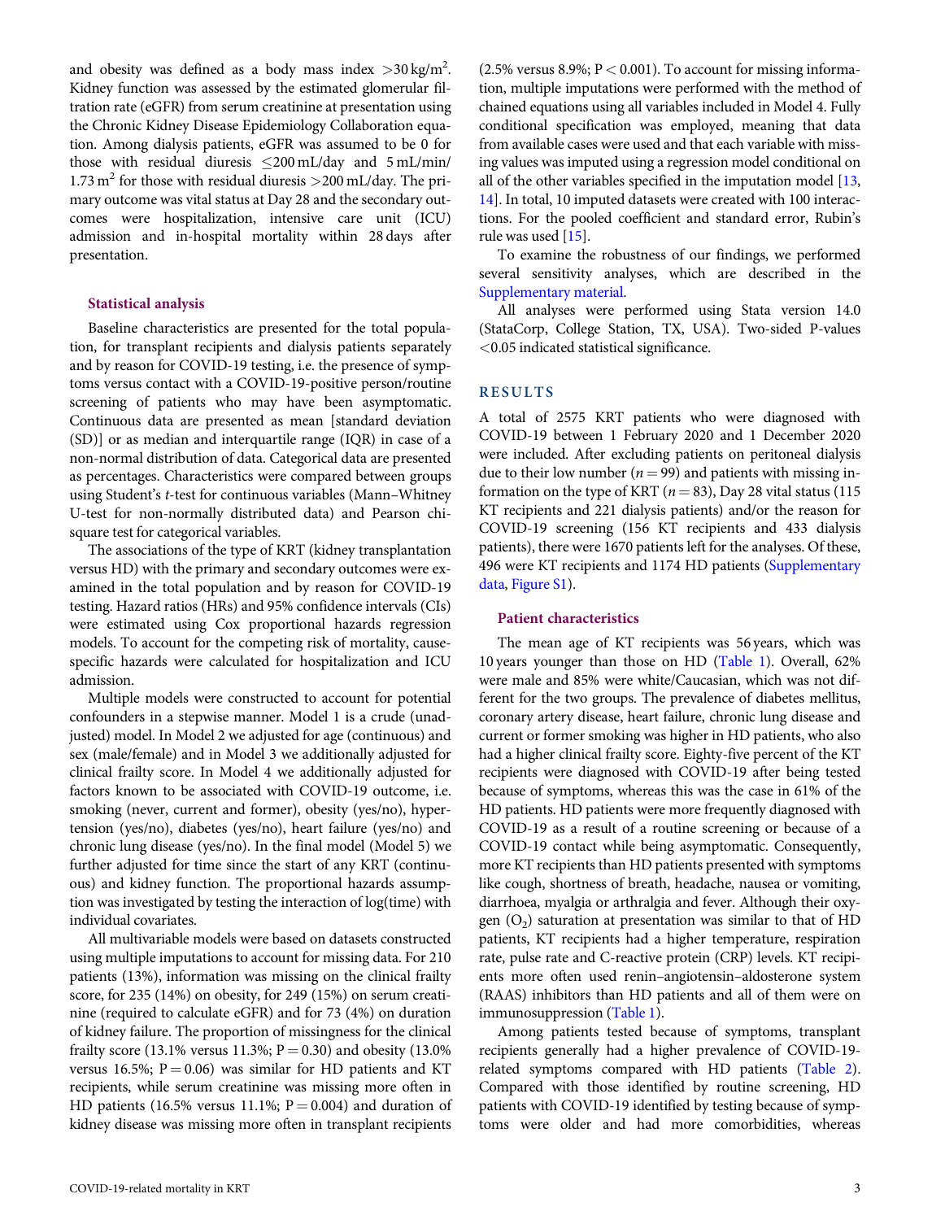and obesity was defined as a body mass index $>30\,kg/m^2$. Kidney function was assessed by the estimated glomerular filtration rate (eGFR) from serum creatinine at presentation using the Chronic Kidney Disease Epidemiology Collaboration equation. Among dialysis patients, eGFR was assumed to be 0 for those with residual diuresis $\leq 200$ mL/day and 5 mL/min/1.73 $m^2$ for those with residual diuresis $>200$ mL/day. The primary outcome was vital status at Day 28 and the secondary outcomes were hospitalization, intensive care unit (ICU) admission and in-hospital mortality within 28 days after presentation.

### Statistical analysis

Baseline characteristics are presented for the total population, for transplant recipients and dialysis patients separately and by reason for COVID-19 testing, i.e. the presence of symptoms versus contact with a COVID-19-positive person/routine screening of patients who may have been asymptomatic. Continuous data are presented as mean [standard deviation (SD)] or as median and interquartile range (IQR) in case of a non-normal distribution of data. Categorical data are presented as percentages. Characteristics were compared between groups using Student's *t*-test for continuous variables (Mann–Whitney U-test for non-normally distributed data) and Pearson chi-square test for categorical variables.

The associations of the type of KRT (kidney transplantation versus HD) with the primary and secondary outcomes were examined in the total population and by reason for COVID-19 testing. Hazard ratios (HRs) and 95% confidence intervals (CIs) were estimated using Cox proportional hazards regression models. To account for the competing risk of mortality, cause-specific hazards were calculated for hospitalization and ICU admission.

Multiple models were constructed to account for potential confounders in a stepwise manner. Model 1 is a crude (unadjusted) model. In Model 2 we adjusted for age (continuous) and sex (male/female) and in Model 3 we additionally adjusted for clinical frailty score. In Model 4 we additionally adjusted for factors known to be associated with COVID-19 outcome, i.e. smoking (never, current and former), obesity (yes/no), hypertension (yes/no), diabetes (yes/no), heart failure (yes/no) and chronic lung disease (yes/no). In the final model (Model 5) we further adjusted for time since the start of any KRT (continuous) and kidney function. The proportional hazards assumption was investigated by testing the interaction of log(time) with individual covariates.

All multivariable models were based on datasets constructed using multiple imputations to account for missing data. For 210 patients (13%), information was missing on the clinical frailty score, for 235 (14%) on obesity, for 249 (15%) on serum creatinine (required to calculate eGFR) and for 73 (4%) on duration of kidney failure. The proportion of missingness for the clinical frailty score (13.1% versus 11.3%; $P = 0.30$) and obesity (13.0% versus 16.5%; $P = 0.06$) was similar for HD patients and KT recipients, while serum creatinine was missing more often in HD patients (16.5% versus 11.1%; $P = 0.004$) and duration of kidney disease was missing more often in transplant recipients (2.5% versus 8.9%; $P < 0.001$). To account for missing information, multiple imputations were performed with the method of chained equations using all variables included in Model 4. Fully conditional specification was employed, meaning that data from available cases were used and that each variable with missing values was imputed using a regression model conditional on all of the other variables specified in the imputation model [13, 14]. In total, 10 imputed datasets were created with 100 interactions. For the pooled coefficient and standard error, Rubin's rule was used [15].

To examine the robustness of our findings, we performed several sensitivity analyses, which are described in the Supplementary material.

All analyses were performed using Stata version 14.0 (StataCorp, College Station, TX, USA). Two-sided P-values $<0.05$ indicated statistical significance.

## RESULTS

A total of 2575 KRT patients who were diagnosed with COVID-19 between 1 February 2020 and 1 December 2020 were included. After excluding patients on peritoneal dialysis due to their low number ($n = 99$) and patients with missing information on the type of KRT ($n = 83$), Day 28 vital status (115 KT recipients and 221 dialysis patients) and/or the reason for COVID-19 screening (156 KT recipients and 433 dialysis patients), there were 1670 patients left for the analyses. Of these, 496 were KT recipients and 1174 HD patients (Supplementary data, Figure S1).

### Patient characteristics

The mean age of KT recipients was 56 years, which was 10 years younger than those on HD (Table 1). Overall, 62% were male and 85% were white/Caucasian, which was not different for the two groups. The prevalence of diabetes mellitus, coronary artery disease, heart failure, chronic lung disease and current or former smoking was higher in HD patients, who also had a higher clinical frailty score. Eighty-five percent of the KT recipients were diagnosed with COVID-19 after being tested because of symptoms, whereas this was the case in 61% of the HD patients. HD patients were more frequently diagnosed with COVID-19 as a result of a routine screening or because of a COVID-19 contact while being asymptomatic. Consequently, more KT recipients than HD patients presented with symptoms like cough, shortness of breath, headache, nausea or vomiting, diarrhoea, myalgia or arthralgia and fever. Although their oxygen ($O_2$) saturation at presentation was similar to that of HD patients, KT recipients had a higher temperature, respiration rate, pulse rate and C-reactive protein (CRP) levels. KT recipients more often used renin–angiotensin–aldosterone system (RAAS) inhibitors than HD patients and all of them were on immunosuppression (Table 1).

Among patients tested because of symptoms, transplant recipients generally had a higher prevalence of COVID-19-related symptoms compared with HD patients (Table 2). Compared with those identified by routine screening, HD patients with COVID-19 identified by testing because of symptoms were older and had more comorbidities, whereas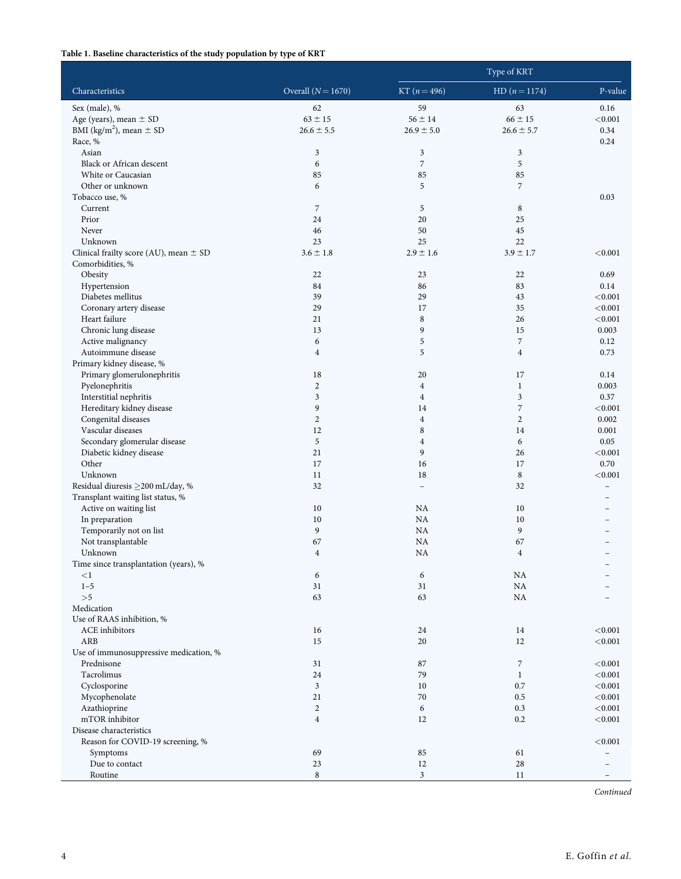**Table 1. Baseline characteristics of the study population by type of KRT**

| Characteristics | Overall ($N = 1670$) | Type of KRT | | |
|---|---|---|---|---|
| | | KT ($n = 496$) | HD ($n = 1174$) | P-value |
| Sex (male), % | 62 | 59 | 63 | 0.16 |
| Age (years), mean ± SD | 63 ± 15 | 56 ± 14 | 66 ± 15 | <0.001 |
| BMI (kg/m$^2$), mean ± SD | 26.6 ± 5.5 | 26.9 ± 5.0 | 26.6 ± 5.7 | 0.34 |
| Race, % | | | | 0.24 |
| Asian | 3 | 3 | 3 | |
| Black or African descent | 6 | 7 | 5 | |
| White or Caucasian | 85 | 85 | 85 | |
| Other or unknown | 6 | 5 | 7 | |
| Tobacco use, % | | | | 0.03 |
| Current | 7 | 5 | 8 | |
| Prior | 24 | 20 | 25 | |
| Never | 46 | 50 | 45 | |
| Unknown | 23 | 25 | 22 | |
| Clinical frailty score (AU), mean ± SD | 3.6 ± 1.8 | 2.9 ± 1.6 | 3.9 ± 1.7 | <0.001 |
| Comorbidities, % | | | | |
| Obesity | 22 | 23 | 22 | 0.69 |
| Hypertension | 84 | 86 | 83 | 0.14 |
| Diabetes mellitus | 39 | 29 | 43 | <0.001 |
| Coronary artery disease | 29 | 17 | 35 | <0.001 |
| Heart failure | 21 | 8 | 26 | <0.001 |
| Chronic lung disease | 13 | 9 | 15 | 0.003 |
| Active malignancy | 6 | 5 | 7 | 0.12 |
| Autoimmune disease | 4 | 5 | 4 | 0.73 |
| Primary kidney disease, % | | | | |
| Primary glomerulonephritis | 18 | 20 | 17 | 0.14 |
| Pyelonephritis | 2 | 4 | 1 | 0.003 |
| Interstitial nephritis | 3 | 4 | 3 | 0.37 |
| Hereditary kidney disease | 9 | 14 | 7 | <0.001 |
| Congenital diseases | 2 | 4 | 2 | 0.002 |
| Vascular diseases | 12 | 8 | 14 | 0.001 |
| Secondary glomerular disease | 5 | 4 | 6 | 0.05 |
| Diabetic kidney disease | 21 | 9 | 26 | <0.001 |
| Other | 17 | 16 | 17 | 0.70 |
| Unknown | 11 | 18 | 8 | <0.001 |
| Residual diuresis ≥200 mL/day, % | 32 | – | 32 | – |
| Transplant waiting list status, % | | | | – |
| Active on waiting list | 10 | NA | 10 | – |
| In preparation | 10 | NA | 10 | – |
| Temporarily not on list | 9 | NA | 9 | – |
| Not transplantable | 67 | NA | 67 | – |
| Unknown | 4 | NA | 4 | – |
| Time since transplantation (years), % | | | | – |
| <1 | 6 | 6 | NA | – |
| 1–5 | 31 | 31 | NA | – |
| >5 | 63 | 63 | NA | – |
| Medication | | | | |
| Use of RAAS inhibition, % | | | | |
| ACE inhibitors | 16 | 24 | 14 | <0.001 |
| ARB | 15 | 20 | 12 | <0.001 |
| Use of immunosuppressive medication, % | | | | |
| Prednisone | 31 | 87 | 7 | <0.001 |
| Tacrolimus | 24 | 79 | 1 | <0.001 |
| Cyclosporine | 3 | 10 | 0.7 | <0.001 |
| Mycophenolate | 21 | 70 | 0.5 | <0.001 |
| Azathioprine | 2 | 6 | 0.3 | <0.001 |
| mTOR inhibitor | 4 | 12 | 0.2 | <0.001 |
| Disease characteristics | | | | |
| Reason for COVID-19 screening, % | | | | <0.001 |
| Symptoms | 69 | 85 | 61 | – |
| Due to contact | 23 | 12 | 28 | – |
| Routine | 8 | 3 | 11 | – |

*Continued*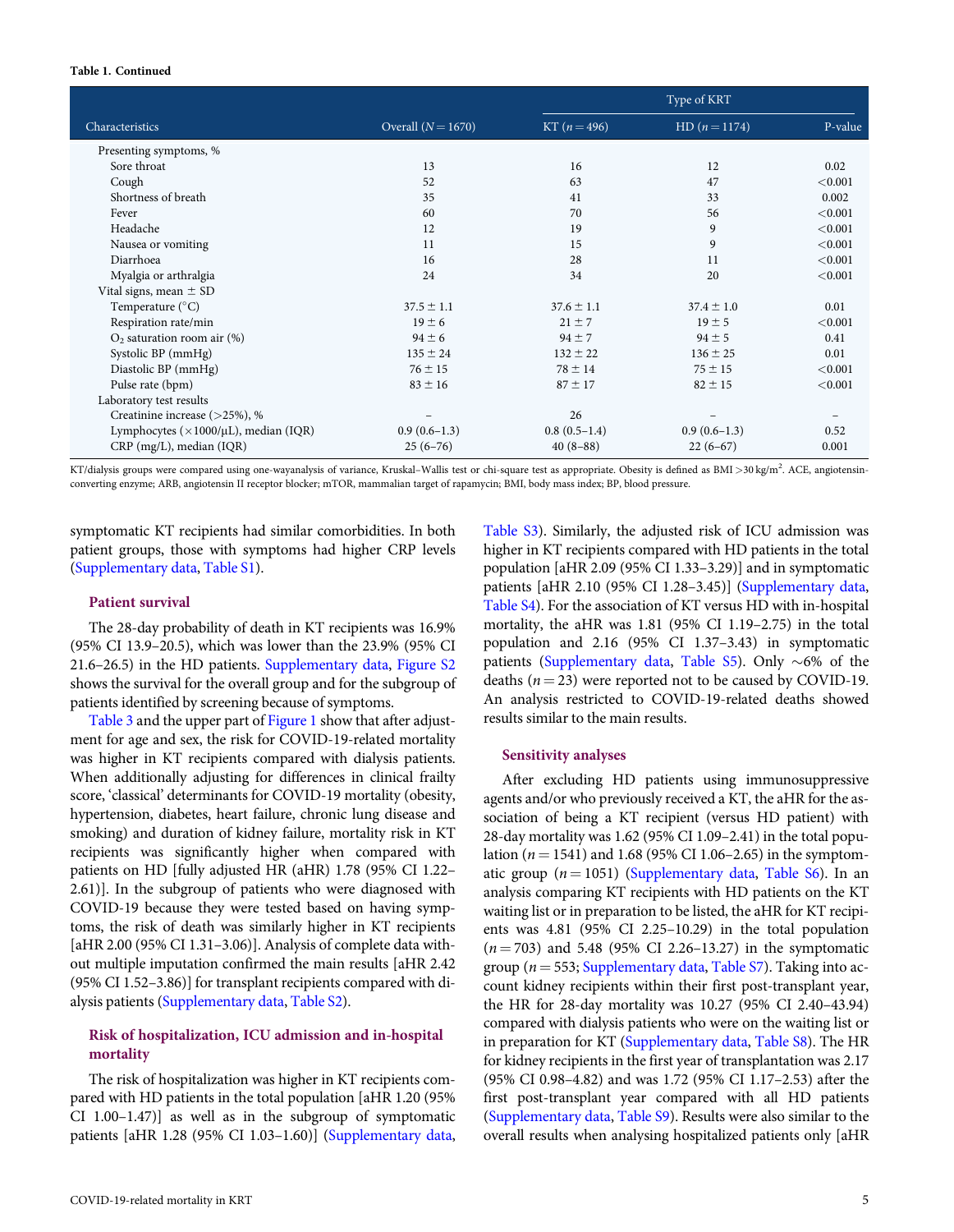**Table 1. Continued**

| Characteristics | Overall ($N = 1670$) | Type of KRT | | |
|---|---|---|---|---|
| | | KT ($n = 496$) | HD ($n = 1174$) | P-value |
| Presenting symptoms, % | | | | |
| Sore throat | 13 | 16 | 12 | 0.02 |
| Cough | 52 | 63 | 47 | <0.001 |
| Shortness of breath | 35 | 41 | 33 | 0.002 |
| Fever | 60 | 70 | 56 | <0.001 |
| Headache | 12 | 19 | 9 | <0.001 |
| Nausea or vomiting | 11 | 15 | 9 | <0.001 |
| Diarrhoea | 16 | 28 | 11 | <0.001 |
| Myalgia or arthralgia | 24 | 34 | 20 | <0.001 |
| Vital signs, mean ± SD | | | | |
| Temperature (°C) | 37.5 ± 1.1 | 37.6 ± 1.1 | 37.4 ± 1.0 | 0.01 |
| Respiration rate/min | 19 ± 6 | 21 ± 7 | 19 ± 5 | <0.001 |
| $O_2$ saturation room air (%) | 94 ± 6 | 94 ± 7 | 94 ± 5 | 0.41 |
| Systolic BP (mmHg) | 135 ± 24 | 132 ± 22 | 136 ± 25 | 0.01 |
| Diastolic BP (mmHg) | 76 ± 15 | 78 ± 14 | 75 ± 15 | <0.001 |
| Pulse rate (bpm) | 83 ± 16 | 87 ± 17 | 82 ± 15 | <0.001 |
| Laboratory test results | | | | |
| Creatinine increase (>25%), % | – | 26 | – | – |
| Lymphocytes (×1000/μL), median (IQR) | 0.9 (0.6–1.3) | 0.8 (0.5–1.4) | 0.9 (0.6–1.3) | 0.52 |
| CRP (mg/L), median (IQR) | 25 (6–76) | 40 (8–88) | 22 (6–67) | 0.001 |

KT/dialysis groups were compared using one-wayanalysis of variance, Kruskal–Wallis test or chi-square test as appropriate. Obesity is defined as BMI >30 kg/m$^2$. ACE, angiotensin-converting enzyme; ARB, angiotensin II receptor blocker; mTOR, mammalian target of rapamycin; BMI, body mass index; BP, blood pressure.

symptomatic KT recipients had similar comorbidities. In both patient groups, those with symptoms had higher CRP levels (Supplementary data, Table S1).

### Patient survival

The 28-day probability of death in KT recipients was 16.9% (95% CI 13.9–20.5), which was lower than the 23.9% (95% CI 21.6–26.5) in the HD patients. Supplementary data, Figure S2 shows the survival for the overall group and for the subgroup of patients identified by screening because of symptoms.

Table 3 and the upper part of Figure 1 show that after adjustment for age and sex, the risk for COVID-19-related mortality was higher in KT recipients compared with dialysis patients. When additionally adjusting for differences in clinical frailty score, 'classical' determinants for COVID-19 mortality (obesity, hypertension, diabetes, heart failure, chronic lung disease and smoking) and duration of kidney failure, mortality risk in KT recipients was significantly higher when compared with patients on HD [fully adjusted HR (aHR) 1.78 (95% CI 1.22–2.61)]. In the subgroup of patients who were diagnosed with COVID-19 because they were tested based on having symptoms, the risk of death was similarly higher in KT recipients [aHR 2.00 (95% CI 1.31–3.06)]. Analysis of complete data without multiple imputation confirmed the main results [aHR 2.42 (95% CI 1.52–3.86)] for transplant recipients compared with dialysis patients (Supplementary data, Table S2).

### Risk of hospitalization, ICU admission and in-hospital mortality

The risk of hospitalization was higher in KT recipients compared with HD patients in the total population [aHR 1.20 (95% CI 1.00–1.47)] as well as in the subgroup of symptomatic patients [aHR 1.28 (95% CI 1.03–1.60)] (Supplementary data, Table S3). Similarly, the adjusted risk of ICU admission was higher in KT recipients compared with HD patients in the total population [aHR 2.09 (95% CI 1.33–3.29)] and in symptomatic patients [aHR 2.10 (95% CI 1.28–3.45)] (Supplementary data, Table S4). For the association of KT versus HD with in-hospital mortality, the aHR was 1.81 (95% CI 1.19–2.75) in the total population and 2.16 (95% CI 1.37–3.43) in symptomatic patients (Supplementary data, Table S5). Only ∼6% of the deaths ($n = 23$) were reported not to be caused by COVID-19. An analysis restricted to COVID-19-related deaths showed results similar to the main results.

### Sensitivity analyses

After excluding HD patients using immunosuppressive agents and/or who previously received a KT, the aHR for the association of being a KT recipient (versus HD patient) with 28-day mortality was 1.62 (95% CI 1.09–2.41) in the total population ($n = 1541$) and 1.68 (95% CI 1.06–2.65) in the symptomatic group ($n = 1051$) (Supplementary data, Table S6). In an analysis comparing KT recipients with HD patients on the KT waiting list or in preparation to be listed, the aHR for KT recipients was 4.81 (95% CI 2.25–10.29) in the total population ($n = 703$) and 5.48 (95% CI 2.26–13.27) in the symptomatic group ($n = 553$; Supplementary data, Table S7). Taking into account kidney recipients within their first post-transplant year, the HR for 28-day mortality was 10.27 (95% CI 2.40–43.94) compared with dialysis patients who were on the waiting list or in preparation for KT (Supplementary data, Table S8). The HR for kidney recipients in the first year of transplantation was 2.17 (95% CI 0.98–4.82) and was 1.72 (95% CI 1.17–2.53) after the first post-transplant year compared with all HD patients (Supplementary data, Table S9). Results were also similar to the overall results when analysing hospitalized patients only [aHR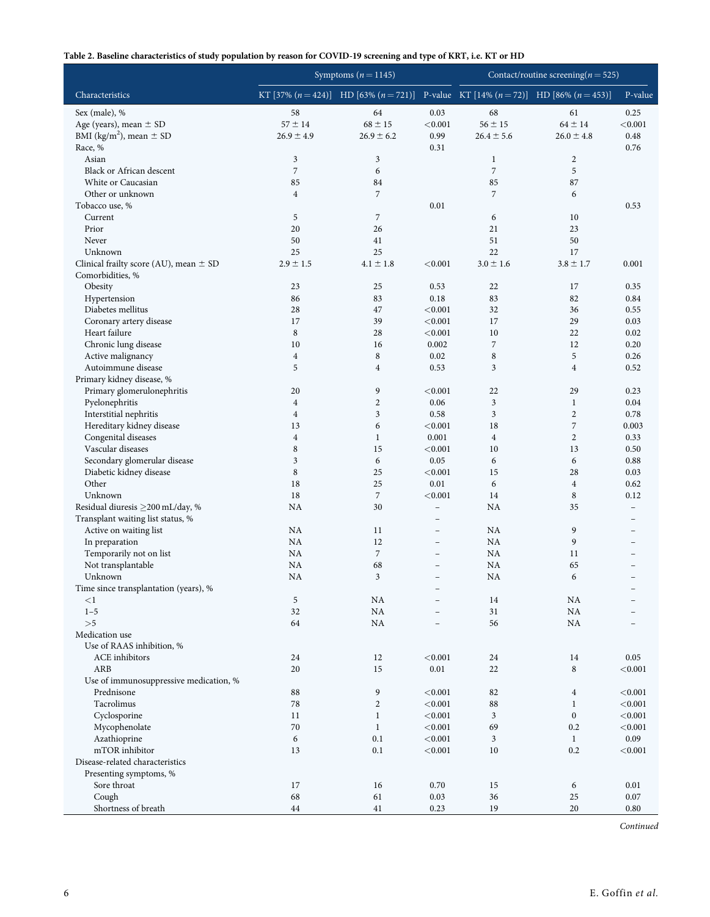**Table 2. Baseline characteristics of study population by reason for COVID-19 screening and type of KRT, i.e. KT or HD**

| | Symptoms ($n = 1145$) | | | Contact/routine screening($n = 525$) | | |
|---|---|---|---|---|---|---|
| Characteristics | KT [37% ($n = 424$)] | HD [63% ($n = 721$)] | P-value | KT [14% ($n = 72$)] | HD [86% ($n = 453$)] | P-value |
| Sex (male), % | 58 | 64 | 0.03 | 68 | 61 | 0.25 |
| Age (years), mean ± SD | 57 ± 14 | 68 ± 15 | <0.001 | 56 ± 15 | 64 ± 14 | <0.001 |
| BMI (kg/m$^2$), mean ± SD | 26.9 ± 4.9 | 26.9 ± 6.2 | 0.99 | 26.4 ± 5.6 | 26.0 ± 4.8 | 0.48 |
| Race, % | | | 0.31 | | | 0.76 |
| Asian | 3 | 3 | | 1 | 2 | |
| Black or African descent | 7 | 6 | | 7 | 5 | |
| White or Caucasian | 85 | 84 | | 85 | 87 | |
| Other or unknown | 4 | 7 | | 7 | 6 | |
| Tobacco use, % | | | 0.01 | | | 0.53 |
| Current | 5 | 7 | | 6 | 10 | |
| Prior | 20 | 26 | | 21 | 23 | |
| Never | 50 | 41 | | 51 | 50 | |
| Unknown | 25 | 25 | | 22 | 17 | |
| Clinical frailty score (AU), mean ± SD | 2.9 ± 1.5 | 4.1 ± 1.8 | <0.001 | 3.0 ± 1.6 | 3.8 ± 1.7 | 0.001 |
| Comorbidities, % | | | | | | |
| Obesity | 23 | 25 | 0.53 | 22 | 17 | 0.35 |
| Hypertension | 86 | 83 | 0.18 | 83 | 82 | 0.84 |
| Diabetes mellitus | 28 | 47 | <0.001 | 32 | 36 | 0.55 |
| Coronary artery disease | 17 | 39 | <0.001 | 17 | 29 | 0.03 |
| Heart failure | 8 | 28 | <0.001 | 10 | 22 | 0.02 |
| Chronic lung disease | 10 | 16 | 0.002 | 7 | 12 | 0.20 |
| Active malignancy | 4 | 8 | 0.02 | 8 | 5 | 0.26 |
| Autoimmune disease | 5 | 4 | 0.53 | 3 | 4 | 0.52 |
| Primary kidney disease, % | | | | | | |
| Primary glomerulonephritis | 20 | 9 | <0.001 | 22 | 29 | 0.23 |
| Pyelonephritis | 4 | 2 | 0.06 | 3 | 1 | 0.04 |
| Interstitial nephritis | 4 | 3 | 0.58 | 3 | 2 | 0.78 |
| Hereditary kidney disease | 13 | 6 | <0.001 | 18 | 7 | 0.003 |
| Congenital diseases | 4 | 1 | 0.001 | 4 | 2 | 0.33 |
| Vascular diseases | 8 | 15 | <0.001 | 10 | 13 | 0.50 |
| Secondary glomerular disease | 3 | 6 | 0.05 | 6 | 6 | 0.88 |
| Diabetic kidney disease | 8 | 25 | <0.001 | 15 | 28 | 0.03 |
| Other | 18 | 25 | 0.01 | 6 | 4 | 0.62 |
| Unknown | 18 | 7 | <0.001 | 14 | 8 | 0.12 |
| Residual diuresis ≥200 mL/day, % | NA | 30 | – | NA | 35 | – |
| Transplant waiting list status, % | | | – | | | – |
| Active on waiting list | NA | 11 | – | NA | 9 | – |
| In preparation | NA | 12 | – | NA | 9 | – |
| Temporarily not on list | NA | 7 | – | NA | 11 | – |
| Not transplantable | NA | 68 | – | NA | 65 | – |
| Unknown | NA | 3 | – | NA | 6 | – |
| Time since transplantation (years), % | | | – | | | – |
| <1 | 5 | NA | – | 14 | NA | – |
| 1–5 | 32 | NA | – | 31 | NA | – |
| >5 | 64 | NA | – | 56 | NA | – |
| Medication use | | | | | | |
| Use of RAAS inhibition, % | | | | | | |
| ACE inhibitors | 24 | 12 | <0.001 | 24 | 14 | 0.05 |
| ARB | 20 | 15 | 0.01 | 22 | 8 | <0.001 |
| Use of immunosuppressive medication, % | | | | | | |
| Prednisone | 88 | 9 | <0.001 | 82 | 4 | <0.001 |
| Tacrolimus | 78 | 2 | <0.001 | 88 | 1 | <0.001 |
| Cyclosporine | 11 | 1 | <0.001 | 3 | 0 | <0.001 |
| Mycophenolate | 70 | 1 | <0.001 | 69 | 0.2 | <0.001 |
| Azathioprine | 6 | 0.1 | <0.001 | 3 | 1 | 0.09 |
| mTOR inhibitor | 13 | 0.1 | <0.001 | 10 | 0.2 | <0.001 |
| Disease-related characteristics | | | | | | |
| Presenting symptoms, % | | | | | | |
| Sore throat | 17 | 16 | 0.70 | 15 | 6 | 0.01 |
| Cough | 68 | 61 | 0.03 | 36 | 25 | 0.07 |
| Shortness of breath | 44 | 41 | 0.23 | 19 | 20 | 0.80 |

*Continued*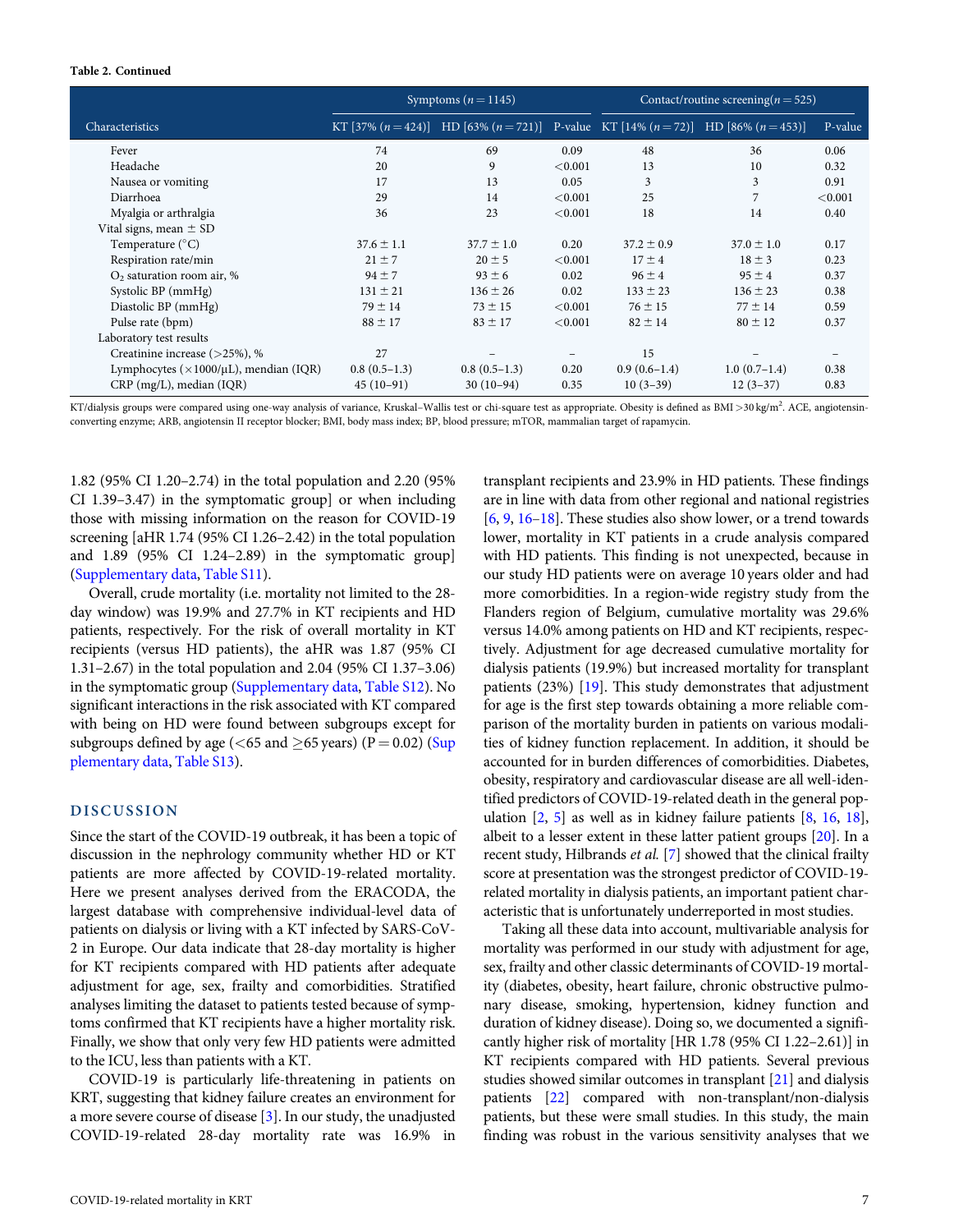**Table 2. Continued**

| Characteristics | Symptoms ($n = 1145$) | | | Contact/routine screening($n = 525$) | | |
|---|---|---|---|---|---|---|
| | KT [37% ($n = 424$)] | HD [63% ($n = 721$)] | P-value | KT [14% ($n = 72$)] | HD [86% ($n = 453$)] | P-value |
| Fever | 74 | 69 | 0.09 | 48 | 36 | 0.06 |
| Headache | 20 | 9 | <0.001 | 13 | 10 | 0.32 |
| Nausea or vomiting | 17 | 13 | 0.05 | 3 | 3 | 0.91 |
| Diarrhoea | 29 | 14 | <0.001 | 25 | 7 | <0.001 |
| Myalgia or arthralgia | 36 | 23 | <0.001 | 18 | 14 | 0.40 |
| Vital signs, mean ± SD | | | | | | |
| Temperature (°C) | 37.6 ± 1.1 | 37.7 ± 1.0 | 0.20 | 37.2 ± 0.9 | 37.0 ± 1.0 | 0.17 |
| Respiration rate/min | 21 ± 7 | 20 ± 5 | <0.001 | 17 ± 4 | 18 ± 3 | 0.23 |
| $O_2$ saturation room air, % | 94 ± 7 | 93 ± 6 | 0.02 | 96 ± 4 | 95 ± 4 | 0.37 |
| Systolic BP (mmHg) | 131 ± 21 | 136 ± 26 | 0.02 | 133 ± 23 | 136 ± 23 | 0.38 |
| Diastolic BP (mmHg) | 79 ± 14 | 73 ± 15 | <0.001 | 76 ± 15 | 77 ± 14 | 0.59 |
| Pulse rate (bpm) | 88 ± 17 | 83 ± 17 | <0.001 | 82 ± 14 | 80 ± 12 | 0.37 |
| Laboratory test results | | | | | | |
| Creatinine increase (>25%), % | 27 | – | – | 15 | – | – |
| Lymphocytes (×1000/μL), median (IQR) | 0.8 (0.5–1.3) | 0.8 (0.5–1.3) | 0.20 | 0.9 (0.6–1.4) | 1.0 (0.7–1.4) | 0.38 |
| CRP (mg/L), median (IQR) | 45 (10–91) | 30 (10–94) | 0.35 | 10 (3–39) | 12 (3–37) | 0.83 |

KT/dialysis groups were compared using one-way analysis of variance, Kruskal–Wallis test or chi-square test as appropriate. Obesity is defined as BMI $>30\,kg/m^2$. ACE, angiotensin-converting enzyme; ARB, angiotensin II receptor blocker; BMI, body mass index; BP, blood pressure; mTOR, mammalian target of rapamycin.

1.82 (95% CI 1.20–2.74) in the total population and 2.20 (95% CI 1.39–3.47) in the symptomatic group] or when including those with missing information on the reason for COVID-19 screening [aHR 1.74 (95% CI 1.26–2.42) in the total population and 1.89 (95% CI 1.24–2.89) in the symptomatic group] (Supplementary data, Table S11).

Overall, crude mortality (i.e. mortality not limited to the 28-day window) was 19.9% and 27.7% in KT recipients and HD patients, respectively. For the risk of overall mortality in KT recipients (versus HD patients), the aHR was 1.87 (95% CI 1.31–2.67) in the total population and 2.04 (95% CI 1.37–3.06) in the symptomatic group (Supplementary data, Table S12). No significant interactions in the risk associated with KT compared with being on HD were found between subgroups except for subgroups defined by age (<65 and ≥65 years) (P = 0.02) (Supplementary data, Table S13).

## DISCUSSION

Since the start of the COVID-19 outbreak, it has been a topic of discussion in the nephrology community whether HD or KT patients are more affected by COVID-19-related mortality. Here we present analyses derived from the ERACODA, the largest database with comprehensive individual-level data of patients on dialysis or living with a KT infected by SARS-CoV-2 in Europe. Our data indicate that 28-day mortality is higher for KT recipients compared with HD patients after adequate adjustment for age, sex, frailty and comorbidities. Stratified analyses limiting the dataset to patients tested because of symptoms confirmed that KT recipients have a higher mortality risk. Finally, we show that only very few HD patients were admitted to the ICU, less than patients with a KT.

COVID-19 is particularly life-threatening in patients on KRT, suggesting that kidney failure creates an environment for a more severe course of disease [3]. In our study, the unadjusted COVID-19-related 28-day mortality rate was 16.9% in transplant recipients and 23.9% in HD patients. These findings are in line with data from other regional and national registries [6, 9, 16–18]. These studies also show lower, or a trend towards lower, mortality in KT patients in a crude analysis compared with HD patients. This finding is not unexpected, because in our study HD patients were on average 10 years older and had more comorbidities. In a region-wide registry study from the Flanders region of Belgium, cumulative mortality was 29.6% versus 14.0% among patients on HD and KT recipients, respectively. Adjustment for age decreased cumulative mortality for dialysis patients (19.9%) but increased mortality for transplant patients (23%) [19]. This study demonstrates that adjustment for age is the first step towards obtaining a more reliable comparison of the mortality burden in patients on various modalities of kidney function replacement. In addition, it should be accounted for in burden differences of comorbidities. Diabetes, obesity, respiratory and cardiovascular disease are all well-identified predictors of COVID-19-related death in the general population [2, 5] as well as in kidney failure patients [8, 16, 18], albeit to a lesser extent in these latter patient groups [20]. In a recent study, Hilbrands *et al.* [7] showed that the clinical frailty score at presentation was the strongest predictor of COVID-19-related mortality in dialysis patients, an important patient characteristic that is unfortunately underreported in most studies.

Taking all these data into account, multivariable analysis for mortality was performed in our study with adjustment for age, sex, frailty and other classic determinants of COVID-19 mortality (diabetes, obesity, heart failure, chronic obstructive pulmonary disease, smoking, hypertension, kidney function and duration of kidney disease). Doing so, we documented a significantly higher risk of mortality [HR 1.78 (95% CI 1.22–2.61)] in KT recipients compared with HD patients. Several previous studies showed similar outcomes in transplant [21] and dialysis patients [22] compared with non-transplant/non-dialysis patients, but these were small studies. In this study, the main finding was robust in the various sensitivity analyses that we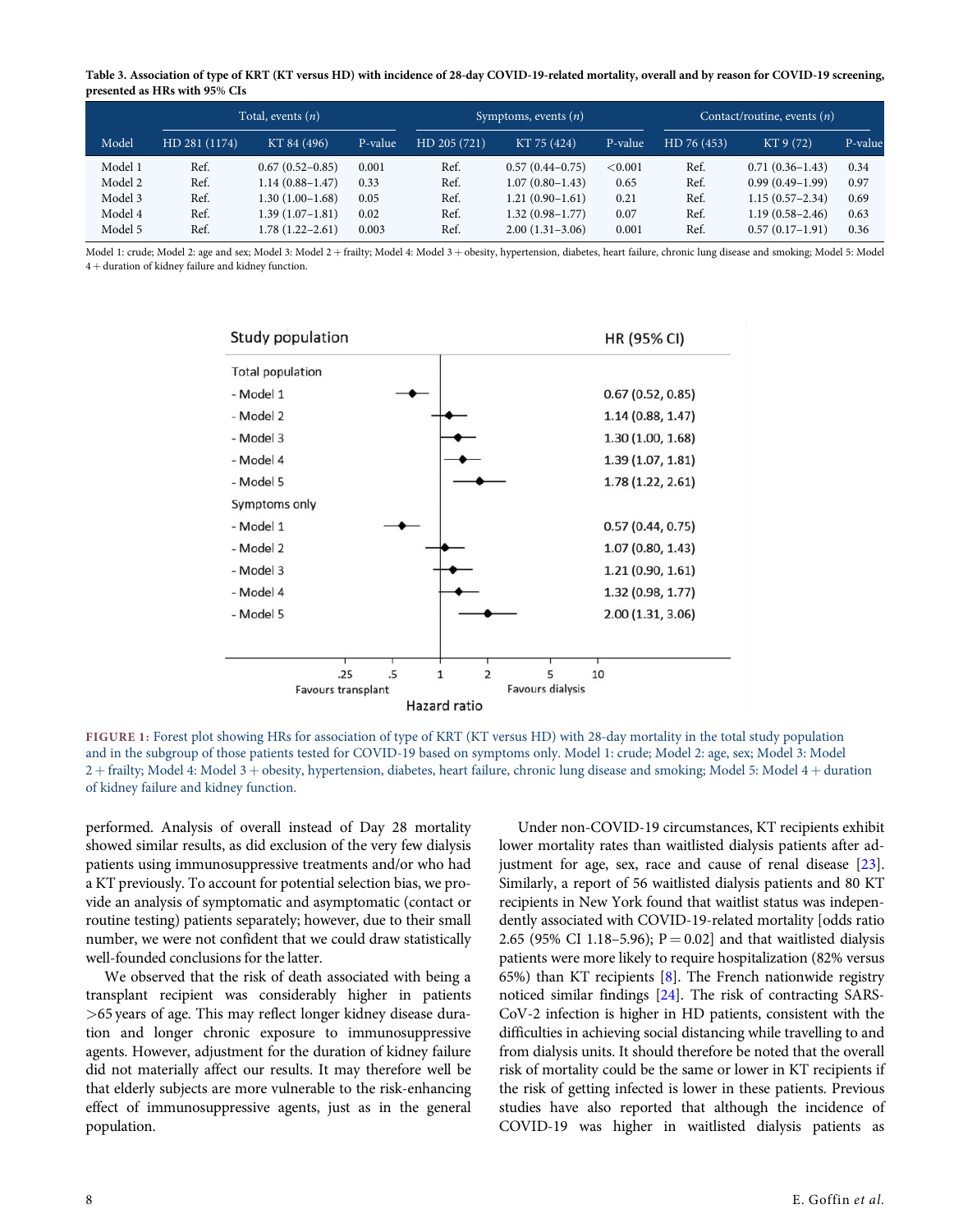**Table 3. Association of type of KRT (KT versus HD) with incidence of 28-day COVID-19-related mortality, overall and by reason for COVID-19 screening, presented as HRs with 95% CIs**

| | Total, events (n) | | | Symptoms, events (n) | | | Contact/routine, events (n) | | |
|---|---|---|---|---|---|---|---|---|---|
| Model | HD 281 (1174) | KT 84 (496) | P-value | HD 205 (721) | KT 75 (424) | P-value | HD 76 (453) | KT 9 (72) | P-value |
| Model 1 | Ref. | 0.67 (0.52–0.85) | 0.001 | Ref. | 0.57 (0.44–0.75) | <0.001 | Ref. | 0.71 (0.36–1.43) | 0.34 |
| Model 2 | Ref. | 1.14 (0.88–1.47) | 0.33 | Ref. | 1.07 (0.80–1.43) | 0.65 | Ref. | 0.99 (0.49–1.99) | 0.97 |
| Model 3 | Ref. | 1.30 (1.00–1.68) | 0.05 | Ref. | 1.21 (0.90–1.61) | 0.21 | Ref. | 1.15 (0.57–2.34) | 0.69 |
| Model 4 | Ref. | 1.39 (1.07–1.81) | 0.02 | Ref. | 1.32 (0.98–1.77) | 0.07 | Ref. | 1.19 (0.58–2.46) | 0.63 |
| Model 5 | Ref. | 1.78 (1.22–2.61) | 0.003 | Ref. | 2.00 (1.31–3.06) | 0.001 | Ref. | 0.57 (0.17–1.91) | 0.36 |

Model 1: crude; Model 2: age and sex; Model 3: Model 2 + frailty; Model 4: Model 3 + obesity, hypertension, diabetes, heart failure, chronic lung disease and smoking; Model 5: Model 4 + duration of kidney failure and kidney function.

| Study population | HR (95% CI) |
|---|---|
| Total population | |
| - Model 1 | 0.67 (0.52, 0.85) |
| - Model 2 | 1.14 (0.88, 1.47) |
| - Model 3 | 1.30 (1.00, 1.68) |
| - Model 4 | 1.39 (1.07, 1.81) |
| - Model 5 | 1.78 (1.22, 2.61) |
| Symptoms only | |
| - Model 1 | 0.57 (0.44, 0.75) |
| - Model 2 | 1.07 (0.80, 1.43) |
| - Model 3 | 1.21 (0.90, 1.61) |
| - Model 4 | 1.32 (0.98, 1.77) |
| - Model 5 | 2.00 (1.31, 3.06) |

Hazard ratio (axis: .25, .5, 1, 2, 5, 10; Favours transplant / Favours dialysis)

FIGURE 1: Forest plot showing HRs for association of type of KRT (KT versus HD) with 28-day mortality in the total study population and in the subgroup of those patients tested for COVID-19 based on symptoms only. Model 1: crude; Model 2: age, sex; Model 3: Model 2 + frailty; Model 4: Model 3 + obesity, hypertension, diabetes, heart failure, chronic lung disease and smoking; Model 5: Model 4 + duration of kidney failure and kidney function.

performed. Analysis of overall instead of Day 28 mortality showed similar results, as did exclusion of the very few dialysis patients using immunosuppressive treatments and/or who had a KT previously. To account for potential selection bias, we provide an analysis of symptomatic and asymptomatic (contact or routine testing) patients separately; however, due to their small number, we were not confident that we could draw statistically well-founded conclusions for the latter.

We observed that the risk of death associated with being a transplant recipient was considerably higher in patients >65 years of age. This may reflect longer kidney disease duration and longer chronic exposure to immunosuppressive agents. However, adjustment for the duration of kidney failure did not materially affect our results. It may therefore well be that elderly subjects are more vulnerable to the risk-enhancing effect of immunosuppressive agents, just as in the general population.

Under non-COVID-19 circumstances, KT recipients exhibit lower mortality rates than waitlisted dialysis patients after adjustment for age, sex, race and cause of renal disease [23]. Similarly, a report of 56 waitlisted dialysis patients and 80 KT recipients in New York found that waitlist status was independently associated with COVID-19-related mortality [odds ratio 2.65 (95% CI 1.18–5.96); P = 0.02] and that waitlisted dialysis patients were more likely to require hospitalization (82% versus 65%) than KT recipients [8]. The French nationwide registry noticed similar findings [24]. The risk of contracting SARS-CoV-2 infection is higher in HD patients, consistent with the difficulties in achieving social distancing while travelling to and from dialysis units. It should therefore be noted that the overall risk of mortality could be the same or lower in KT recipients if the risk of getting infected is lower in these patients. Previous studies have also reported that although the incidence of COVID-19 was higher in waitlisted dialysis patients as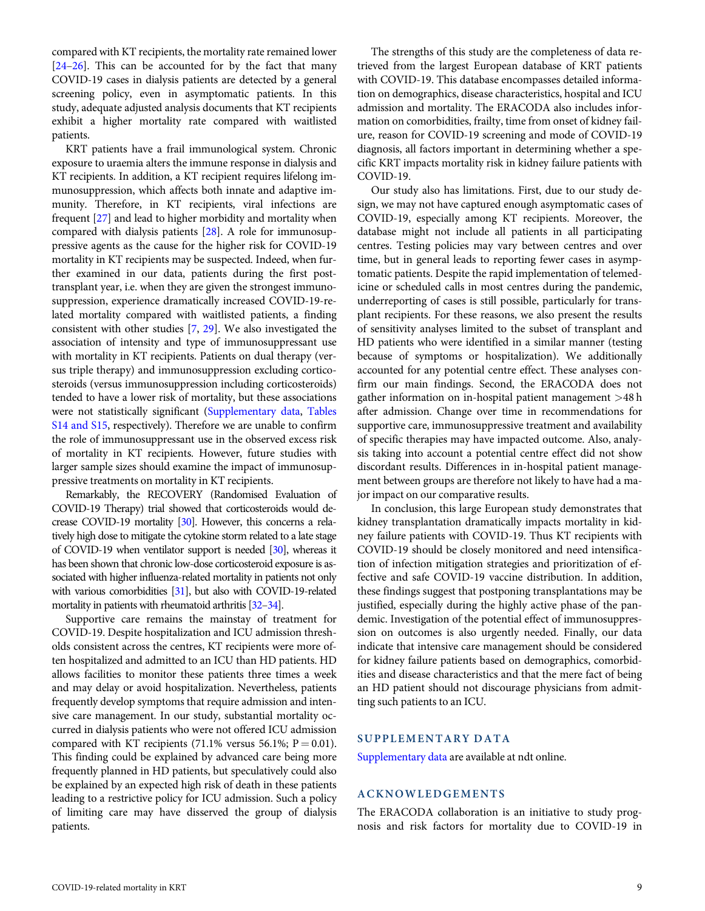compared with KT recipients, the mortality rate remained lower [24–26]. This can be accounted for by the fact that many COVID-19 cases in dialysis patients are detected by a general screening policy, even in asymptomatic patients. In this study, adequate adjusted analysis documents that KT recipients exhibit a higher mortality rate compared with waitlisted patients.

KRT patients have a frail immunological system. Chronic exposure to uraemia alters the immune response in dialysis and KT recipients. In addition, a KT recipient requires lifelong immunosuppression, which affects both innate and adaptive immunity. Therefore, in KT recipients, viral infections are frequent [27] and lead to higher morbidity and mortality when compared with dialysis patients [28]. A role for immunosuppressive agents as the cause for the higher risk for COVID-19 mortality in KT recipients may be suspected. Indeed, when further examined in our data, patients during the first post-transplant year, i.e. when they are given the strongest immunosuppression, experience dramatically increased COVID-19-related mortality compared with waitlisted patients, a finding consistent with other studies [7, 29]. We also investigated the association of intensity and type of immunosuppressant use with mortality in KT recipients. Patients on dual therapy (versus triple therapy) and immunosuppression excluding corticosteroids (versus immunosuppression including corticosteroids) tended to have a lower risk of mortality, but these associations were not statistically significant (Supplementary data, Tables S14 and S15, respectively). Therefore we are unable to confirm the role of immunosuppressant use in the observed excess risk of mortality in KT recipients. However, future studies with larger sample sizes should examine the impact of immunosuppressive treatments on mortality in KT recipients.

Remarkably, the RECOVERY (Randomised Evaluation of COVID-19 Therapy) trial showed that corticosteroids would decrease COVID-19 mortality [30]. However, this concerns a relatively high dose to mitigate the cytokine storm related to a late stage of COVID-19 when ventilator support is needed [30], whereas it has been shown that chronic low-dose corticosteroid exposure is associated with higher influenza-related mortality in patients not only with various comorbidities [31], but also with COVID-19-related mortality in patients with rheumatoid arthritis [32–34].

Supportive care remains the mainstay of treatment for COVID-19. Despite hospitalization and ICU admission thresholds consistent across the centres, KT recipients were more often hospitalized and admitted to an ICU than HD patients. HD allows facilities to monitor these patients three times a week and may delay or avoid hospitalization. Nevertheless, patients frequently develop symptoms that require admission and intensive care management. In our study, substantial mortality occurred in dialysis patients who were not offered ICU admission compared with KT recipients (71.1% versus 56.1%; $P = 0.01$). This finding could be explained by advanced care being more frequently planned in HD patients, but speculatively could also be explained by an expected high risk of death in these patients leading to a restrictive policy for ICU admission. Such a policy of limiting care may have disserved the group of dialysis patients.

The strengths of this study are the completeness of data retrieved from the largest European database of KRT patients with COVID-19. This database encompasses detailed information on demographics, disease characteristics, hospital and ICU admission and mortality. The ERACODA also includes information on comorbidities, frailty, time from onset of kidney failure, reason for COVID-19 screening and mode of COVID-19 diagnosis, all factors important in determining whether a specific KRT impacts mortality risk in kidney failure patients with COVID-19.

Our study also has limitations. First, due to our study design, we may not have captured enough asymptomatic cases of COVID-19, especially among KT recipients. Moreover, the database might not include all patients in all participating centres. Testing policies may vary between centres and over time, but in general leads to reporting fewer cases in asymptomatic patients. Despite the rapid implementation of telemedicine or scheduled calls in most centres during the pandemic, underreporting of cases is still possible, particularly for transplant recipients. For these reasons, we also present the results of sensitivity analyses limited to the subset of transplant and HD patients who were identified in a similar manner (testing because of symptoms or hospitalization). We additionally accounted for any potential centre effect. These analyses confirm our main findings. Second, the ERACODA does not gather information on in-hospital patient management >48 h after admission. Change over time in recommendations for supportive care, immunosuppressive treatment and availability of specific therapies may have impacted outcome. Also, analysis taking into account a potential centre effect did not show discordant results. Differences in in-hospital patient management between groups are therefore not likely to have had a major impact on our comparative results.

In conclusion, this large European study demonstrates that kidney transplantation dramatically impacts mortality in kidney failure patients with COVID-19. Thus KT recipients with COVID-19 should be closely monitored and need intensification of infection mitigation strategies and prioritization of effective and safe COVID-19 vaccine distribution. In addition, these findings suggest that postponing transplantations may be justified, especially during the highly active phase of the pandemic. Investigation of the potential effect of immunosuppression on outcomes is also urgently needed. Finally, our data indicate that intensive care management should be considered for kidney failure patients based on demographics, comorbidities and disease characteristics and that the mere fact of being an HD patient should not discourage physicians from admitting such patients to an ICU.

## SUPPLEMENTARY DATA

Supplementary data are available at ndt online.

## ACKNOWLEDGEMENTS

The ERACODA collaboration is an initiative to study prognosis and risk factors for mortality due to COVID-19 in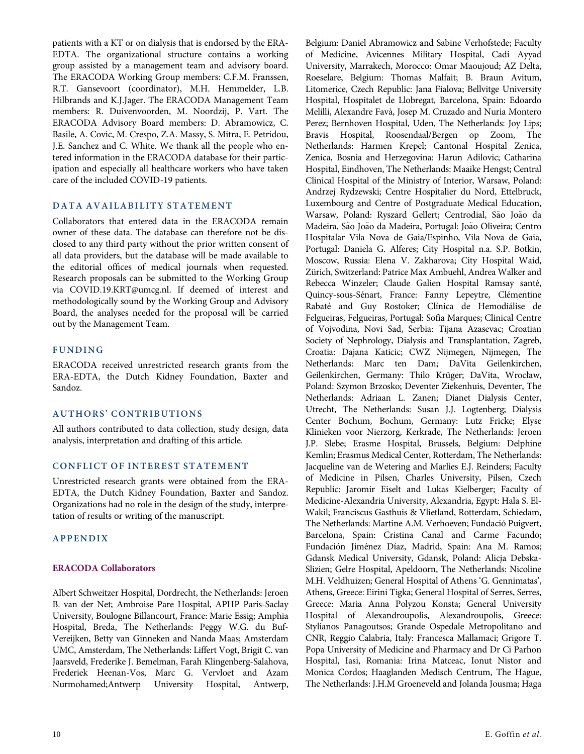patients with a KT or on dialysis that is endorsed by the ERA-EDTA. The organizational structure contains a working group assisted by a management team and advisory board. The ERACODA Working Group members: C.F.M. Franssen, R.T. Gansevoort (coordinator), M.H. Hemmelder, L.B. Hilbrands and K.J.Jager. The ERACODA Management Team members: R. Duivenvoorden, M. Noordzij, P. Vart. The ERACODA Advisory Board members: D. Abramowicz, C. Basile, A. Covic, M. Crespo, Z.A. Massy, S. Mitra, E. Petridou, J.E. Sanchez and C. White. We thank all the people who entered information in the ERACODA database for their participation and especially all healthcare workers who have taken care of the included COVID-19 patients.

## DATA AVAILABILITY STATEMENT

Collaborators that entered data in the ERACODA remain owner of these data. The database can therefore not be disclosed to any third party without the prior written consent of all data providers, but the database will be made available to the editorial offices of medical journals when requested. Research proposals can be submitted to the Working Group via COVID.19.KRT@umcg.nl. If deemed of interest and methodologically sound by the Working Group and Advisory Board, the analyses needed for the proposal will be carried out by the Management Team.

## FUNDING

ERACODA received unrestricted research grants from the ERA-EDTA, the Dutch Kidney Foundation, Baxter and Sandoz.

## AUTHORS' CONTRIBUTIONS

All authors contributed to data collection, study design, data analysis, interpretation and drafting of this article.

## CONFLICT OF INTEREST STATEMENT

Unrestricted research grants were obtained from the ERA-EDTA, the Dutch Kidney Foundation, Baxter and Sandoz. Organizations had no role in the design of the study, interpretation of results or writing of the manuscript.

## APPENDIX

### ERACODA Collaborators

Albert Schweitzer Hospital, Dordrecht, the Netherlands: Jeroen B. van der Net; Ambroise Pare Hospital, APHP Paris-Saclay University, Boulogne Billancourt, France: Marie Essig; Amphia Hospital, Breda, The Netherlands: Peggy W.G. du Buf-Vereijken, Betty van Ginneken and Nanda Maas; Amsterdam UMC, Amsterdam, The Netherlands: Liffert Vogt, Brigit C. van Jaarsveld, Frederike J. Bemelman, Farah Klingenberg-Salahova, Frederiek Heenan-Vos, Marc G. Vervloet and Azam Nurmohamed;Antwerp University Hospital, Antwerp, Belgium: Daniel Abramowicz and Sabine Verhofstede; Faculty of Medicine, Avicennes Military Hospital, Cadi Ayyad University, Marrakech, Morocco: Omar Maoujoud; AZ Delta, Roeselare, Belgium: Thomas Malfait; B. Braun Avitum, Litomerice, Czech Republic: Jana Fialova; Bellvitge University Hospital, Hospitalet de Llobregat, Barcelona, Spain: Edoardo Melilli, Alexandre Favà, Josep M. Cruzado and Nuria Montero Perez; Bernhoven Hospital, Uden, The Netherlands: Joy Lips; Bravis Hospital, Roosendaal/Bergen op Zoom, The Netherlands: Harmen Krepel; Cantonal Hospital Zenica, Zenica, Bosnia and Herzegovina: Harun Adilovic; Catharina Hospital, Eindhoven, The Netherlands: Maaike Hengst; Central Clinical Hospital of the Ministry of Interior, Warsaw, Poland: Andrzej Rydzewski; Centre Hospitalier du Nord, Ettelbruck, Luxembourg and Centre of Postgraduate Medical Education, Warsaw, Poland: Ryszard Gellert; Centrodial, São João da Madeira, São João da Madeira, Portugal: João Oliveira; Centro Hospitalar Vila Nova de Gaia/Espinho, Vila Nova de Gaia, Portugal: Daniela G. Alferes; City Hospital n.a. S.P. Botkin, Moscow, Russia: Elena V. Zakharova; City Hospital Waid, Zürich, Switzerland: Patrice Max Ambuehl, Andrea Walker and Rebecca Winzeler; Claude Galien Hospital Ramsay santé, Quincy-sous-Sénart, France: Fanny Lepeytre, Clémentine Rabaté and Guy Rostoker; Clínica de Hemodiálise de Felgueiras, Felgueiras, Portugal: Sofia Marques; Clinical Centre of Vojvodina, Novi Sad, Serbia: Tijana Azasevac; Croatian Society of Nephrology, Dialysis and Transplantation, Zagreb, Croatia: Dajana Katicic; CWZ Nijmegen, Nijmegen, The Netherlands: Marc ten Dam; DaVita Geilenkirchen, Geilenkirchen, Germany: Thilo Krüger; DaVita, Wrocław, Poland: Szymon Brzosko; Deventer Ziekenhuis, Deventer, The Netherlands: Adriaan L. Zanen; Dianet Dialysis Center, Utrecht, The Netherlands: Susan J.J. Logtenberg; Dialysis Center Bochum, Bochum, Germany: Lutz Fricke; Elyse Klinieken voor Nierzorg, Kerkrade, The Netherlands: Jeroen J.P. Slebe; Erasme Hospital, Brussels, Belgium: Delphine Kemlin; Erasmus Medical Center, Rotterdam, The Netherlands: Jacqueline van de Wetering and Marlies E.J. Reinders; Faculty of Medicine in Pilsen, Charles University, Pilsen, Czech Republic: Jaromir Eiselt and Lukas Kielberger; Faculty of Medicine-Alexandria University, Alexandria, Egypt: Hala S. El-Wakil; Franciscus Gasthuis & Vlietland, Rotterdam, Schiedam, The Netherlands: Martine A.M. Verhoeven; Fundació Puigvert, Barcelona, Spain: Cristina Canal and Carme Facundo; Fundación Jiménez Díaz, Madrid, Spain: Ana M. Ramos; Gdansk Medical University, Gdansk, Poland: Alicja Debska-Slizien; Gelre Hospital, Apeldoorn, The Netherlands: Nicoline M.H. Veldhuizen; General Hospital of Athens 'G. Gennimatas', Athens, Greece: Eirini Tigka; General Hospital of Serres, Serres, Greece: Maria Anna Polyzou Konsta; General University Hospital of Alexandroupolis, Alexandroupolis, Greece: Stylianos Panagoutsos; Grande Ospedale Metropolitano and CNR, Reggio Calabria, Italy: Francesca Mallamaci; Grigore T. Popa University of Medicine and Pharmacy and Dr Ci Parhon Hospital, Iasi, Romania: Irina Matceac, Ionut Nistor and Monica Cordos; Haaglanden Medisch Centrum, The Hague, The Netherlands: J.H.M Groeneveld and Jolanda Jousma; Haga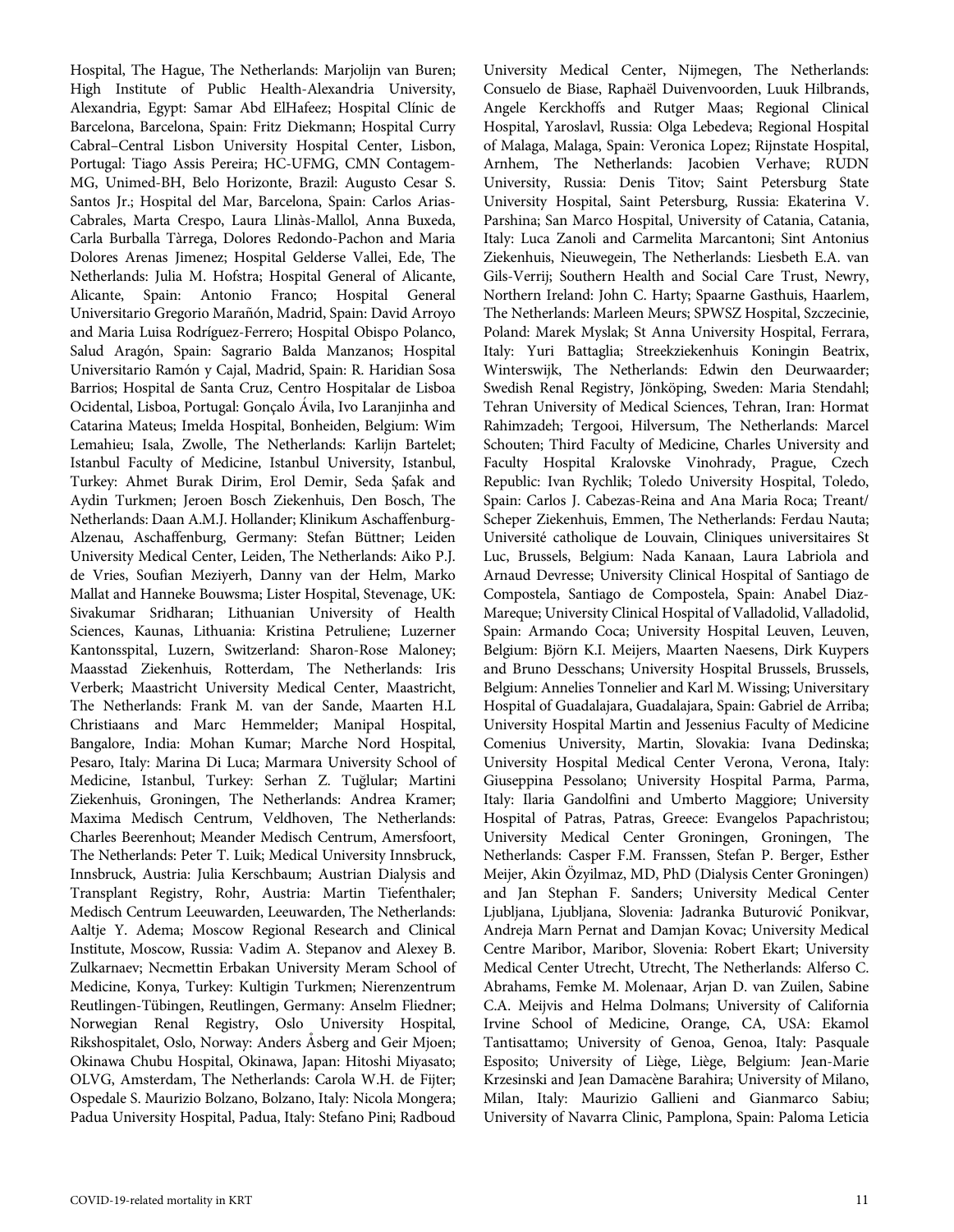Hospital, The Hague, The Netherlands: Marjolijn van Buren; High Institute of Public Health-Alexandria University, Alexandria, Egypt: Samar Abd ElHafeez; Hospital Clínic de Barcelona, Barcelona, Spain: Fritz Diekmann; Hospital Curry Cabral–Central Lisbon University Hospital Center, Lisbon, Portugal: Tiago Assis Pereira; HC-UFMG, CMN Contagem-MG, Unimed-BH, Belo Horizonte, Brazil: Augusto Cesar S. Santos Jr.; Hospital del Mar, Barcelona, Spain: Carlos Arias-Cabrales, Marta Crespo, Laura Llinàs-Mallol, Anna Buxeda, Carla Burballa Tàrrega, Dolores Redondo-Pachon and Maria Dolores Arenas Jimenez; Hospital Gelderse Vallei, Ede, The Netherlands: Julia M. Hofstra; Hospital General of Alicante, Alicante, Spain: Antonio Franco; Hospital General Universitario Gregorio Marañón, Madrid, Spain: David Arroyo and Maria Luisa Rodríguez-Ferrero; Hospital Obispo Polanco, Salud Aragón, Spain: Sagrario Balda Manzanos; Hospital Universitario Ramón y Cajal, Madrid, Spain: R. Haridian Sosa Barrios; Hospital de Santa Cruz, Centro Hospitalar de Lisboa Ocidental, Lisboa, Portugal: Gonçalo Ávila, Ivo Laranjinha and Catarina Mateus; Imelda Hospital, Bonheiden, Belgium: Wim Lemahieu; Isala, Zwolle, The Netherlands: Karlijn Bartelet; Istanbul Faculty of Medicine, Istanbul University, Istanbul, Turkey: Ahmet Burak Dirim, Erol Demir, Seda Şafak and Aydin Turkmen; Jeroen Bosch Ziekenhuis, Den Bosch, The Netherlands: Daan A.M.J. Hollander; Klinikum Aschaffenburg-Alzenau, Aschaffenburg, Germany: Stefan Büttner; Leiden University Medical Center, Leiden, The Netherlands: Aiko P.J. de Vries, Soufian Meziyerh, Danny van der Helm, Marko Mallat and Hanneke Bouwsma; Lister Hospital, Stevenage, UK: Sivakumar Sridharan; Lithuanian University of Health Sciences, Kaunas, Lithuania: Kristina Petruliene; Luzerner Kantonsspital, Luzern, Switzerland: Sharon-Rose Maloney; Maasstad Ziekenhuis, Rotterdam, The Netherlands: Iris Verberk; Maastricht University Medical Center, Maastricht, The Netherlands: Frank M. van der Sande, Maarten H.L Christiaans and Marc Hemmelder; Manipal Hospital, Bangalore, India: Mohan Kumar; Marche Nord Hospital, Pesaro, Italy: Marina Di Luca; Marmara University School of Medicine, Istanbul, Turkey: Serhan Z. Tuğlular; Martini Ziekenhuis, Groningen, The Netherlands: Andrea Kramer; Maxima Medisch Centrum, Veldhoven, The Netherlands: Charles Beerenhout; Meander Medisch Centrum, Amersfoort, The Netherlands: Peter T. Luik; Medical University Innsbruck, Innsbruck, Austria: Julia Kerschbaum; Austrian Dialysis and Transplant Registry, Rohr, Austria: Martin Tiefenthaler; Medisch Centrum Leeuwarden, Leeuwarden, The Netherlands: Aaltje Y. Adema; Moscow Regional Research and Clinical Institute, Moscow, Russia: Vadim A. Stepanov and Alexey B. Zulkarnaev; Necmettin Erbakan University Meram School of Medicine, Konya, Turkey: Kultigin Turkmen; Nierenzentrum Reutlingen-Tübingen, Reutlingen, Germany: Anselm Fliedner; Norwegian Renal Registry, Oslo University Hospital, Rikshospitalet, Oslo, Norway: Anders Åsberg and Geir Mjoen; Okinawa Chubu Hospital, Okinawa, Japan: Hitoshi Miyasato; OLVG, Amsterdam, The Netherlands: Carola W.H. de Fijter; Ospedale S. Maurizio Bolzano, Bolzano, Italy: Nicola Mongera; Padua University Hospital, Padua, Italy: Stefano Pini; Radboud University Medical Center, Nijmegen, The Netherlands: Consuelo de Biase, Raphaël Duivenvoorden, Luuk Hilbrands, Angele Kerckhoffs and Rutger Maas; Regional Clinical Hospital, Yaroslavl, Russia: Olga Lebedeva; Regional Hospital of Malaga, Malaga, Spain: Veronica Lopez; Rijnstate Hospital, Arnhem, The Netherlands: Jacobien Verhave; RUDN University, Russia: Denis Titov; Saint Petersburg State University Hospital, Saint Petersburg, Russia: Ekaterina V. Parshina; San Marco Hospital, University of Catania, Catania, Italy: Luca Zanoli and Carmelita Marcantoni; Sint Antonius Ziekenhuis, Nieuwegein, The Netherlands: Liesbeth E.A. van Gils-Verrij; Southern Health and Social Care Trust, Newry, Northern Ireland: John C. Harty; Spaarne Gasthuis, Haarlem, The Netherlands: Marleen Meurs; SPWSZ Hospital, Szczecinie, Poland: Marek Myslak; St Anna University Hospital, Ferrara, Italy: Yuri Battaglia; Streekziekenhuis Koningin Beatrix, Winterswijk, The Netherlands: Edwin den Deurwaarder; Swedish Renal Registry, Jönköping, Sweden: Maria Stendahl; Tehran University of Medical Sciences, Tehran, Iran: Hormat Rahimzadeh; Tergooi, Hilversum, The Netherlands: Marcel Schouten; Third Faculty of Medicine, Charles University and Faculty Hospital Kralovske Vinohrady, Prague, Czech Republic: Ivan Rychlik; Toledo University Hospital, Toledo, Spain: Carlos J. Cabezas-Reina and Ana Maria Roca; Treant/ Scheper Ziekenhuis, Emmen, The Netherlands: Ferdau Nauta; Université catholique de Louvain, Cliniques universitaires St Luc, Brussels, Belgium: Nada Kanaan, Laura Labriola and Arnaud Devresse; University Clinical Hospital of Santiago de Compostela, Santiago de Compostela, Spain: Anabel Diaz-Mareque; University Clinical Hospital of Valladolid, Valladolid, Spain: Armando Coca; University Hospital Leuven, Leuven, Belgium: Björn K.I. Meijers, Maarten Naesens, Dirk Kuypers and Bruno Desschans; University Hospital Brussels, Brussels, Belgium: Annelies Tonnelier and Karl M. Wissing; Universitary Hospital of Guadalajara, Guadalajara, Spain: Gabriel de Arriba; University Hospital Martin and Jessenius Faculty of Medicine Comenius University, Martin, Slovakia: Ivana Dedinska; University Hospital Medical Center Verona, Verona, Italy: Giuseppina Pessolano; University Hospital Parma, Parma, Italy: Ilaria Gandolfini and Umberto Maggiore; University Hospital of Patras, Patras, Greece: Evangelos Papachristou; University Medical Center Groningen, Groningen, The Netherlands: Casper F.M. Franssen, Stefan P. Berger, Esther Meijer, Akin Özyilmaz, MD, PhD (Dialysis Center Groningen) and Jan Stephan F. Sanders; University Medical Center Ljubljana, Ljubljana, Slovenia: Jadranka Buturović Ponikvar, Andreja Marn Pernat and Damjan Kovac; University Medical Centre Maribor, Maribor, Slovenia: Robert Ekart; University Medical Center Utrecht, Utrecht, The Netherlands: Alferso C. Abrahams, Femke M. Molenaar, Arjan D. van Zuilen, Sabine C.A. Meijvis and Helma Dolmans; University of California Irvine School of Medicine, Orange, CA, USA: Ekamol Tantisattamo; University of Genoa, Genoa, Italy: Pasquale Esposito; University of Liège, Liège, Belgium: Jean-Marie Krzesinski and Jean Damacène Barahira; University of Milano, Milan, Italy: Maurizio Gallieni and Gianmarco Sabiu; University of Navarra Clinic, Pamplona, Spain: Paloma Leticia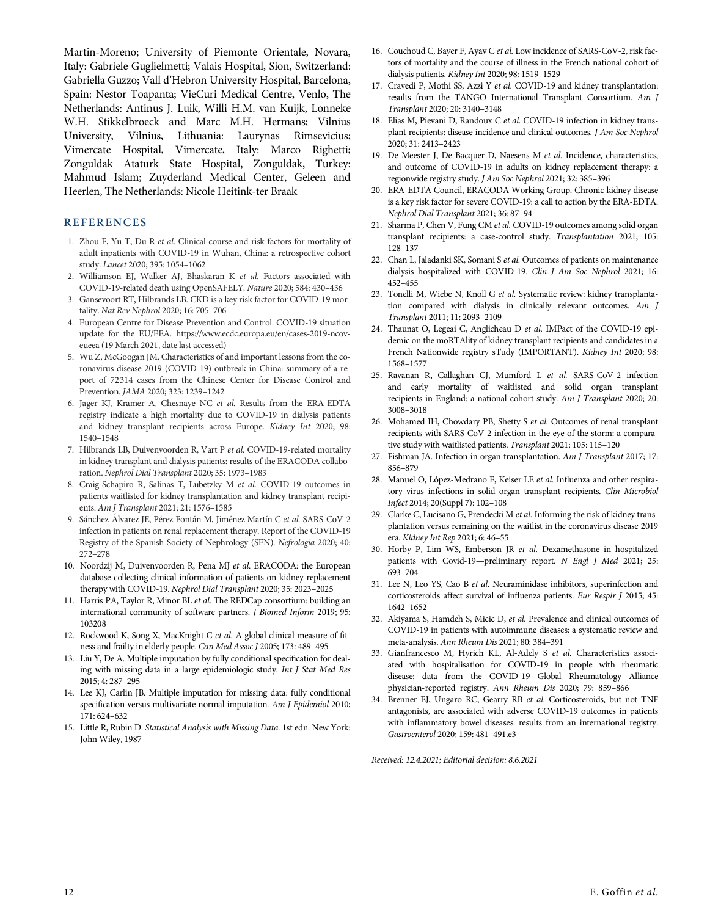Martin-Moreno; University of Piemonte Orientale, Novara, Italy: Gabriele Guglielmetti; Valais Hospital, Sion, Switzerland: Gabriella Guzzo; Vall d'Hebron University Hospital, Barcelona, Spain: Nestor Toapanta; VieCuri Medical Centre, Venlo, The Netherlands: Antinus J. Luik, Willi H.M. van Kuijk, Lonneke W.H. Stikkelbroeck and Marc M.H. Hermans; Vilnius University, Vilnius, Lithuania: Laurynas Rimsevicius; Vimercate Hospital, Vimercate, Italy: Marco Righetti; Zonguldak Ataturk State Hospital, Zonguldak, Turkey: Mahmud Islam; Zuyderland Medical Center, Geleen and Heerlen, The Netherlands: Nicole Heitink-ter Braak

## REFERENCES

1. Zhou F, Yu T, Du R *et al.* Clinical course and risk factors for mortality of adult inpatients with COVID-19 in Wuhan, China: a retrospective cohort study. *Lancet* 2020; 395: 1054–1062
2. Williamson EJ, Walker AJ, Bhaskaran K *et al.* Factors associated with COVID-19-related death using OpenSAFELY. *Nature* 2020; 584: 430–436
3. Gansevoort RT, Hilbrands LB. CKD is a key risk factor for COVID-19 mortality. *Nat Rev Nephrol* 2020; 16: 705–706
4. European Centre for Disease Prevention and Control. COVID-19 situation update for the EU/EEA. https://www.ecdc.europa.eu/en/cases-2019-ncov-eueea (19 March 2021, date last accessed)
5. Wu Z, McGoogan JM. Characteristics of and important lessons from the coronavirus disease 2019 (COVID-19) outbreak in China: summary of a report of 72314 cases from the Chinese Center for Disease Control and Prevention. *JAMA* 2020; 323: 1239–1242
6. Jager KJ, Kramer A, Chesnaye NC *et al.* Results from the ERA-EDTA registry indicate a high mortality due to COVID-19 in dialysis patients and kidney transplant recipients across Europe. *Kidney Int* 2020; 98: 1540–1548
7. Hilbrands LB, Duivenvoorden R, Vart P *et al.* COVID-19-related mortality in kidney transplant and dialysis patients: results of the ERACODA collaboration. *Nephrol Dial Transplant* 2020; 35: 1973–1983
8. Craig-Schapiro R, Salinas T, Lubetzky M *et al.* COVID-19 outcomes in patients waitlisted for kidney transplantation and kidney transplant recipients. *Am J Transplant* 2021; 21: 1576–1585
9. Sánchez-Álvarez JE, Pérez Fontán M, Jiménez Martín C *et al.* SARS-CoV-2 infection in patients on renal replacement therapy. Report of the COVID-19 Registry of the Spanish Society of Nephrology (SEN). *Nefrologia* 2020; 40: 272–278
10. Noordzij M, Duivenvoorden R, Pena MJ *et al.* ERACODA: the European database collecting clinical information of patients on kidney replacement therapy with COVID-19. *Nephrol Dial Transplant* 2020; 35: 2023–2025
11. Harris PA, Taylor R, Minor BL *et al.* The REDCap consortium: building an international community of software partners. *J Biomed Inform* 2019; 95: 103208
12. Rockwood K, Song X, MacKnight C *et al.* A global clinical measure of fitness and frailty in elderly people. *Can Med Assoc J* 2005; 173: 489–495
13. Liu Y, De A. Multiple imputation by fully conditional specification for dealing with missing data in a large epidemiologic study. *Int J Stat Med Res* 2015; 4: 287–295
14. Lee KJ, Carlin JB. Multiple imputation for missing data: fully conditional specification versus multivariate normal imputation. *Am J Epidemiol* 2010; 171: 624–632
15. Little R, Rubin D. *Statistical Analysis with Missing Data.* 1st edn. New York: John Wiley, 1987
16. Couchoud C, Bayer F, Ayav C *et al.* Low incidence of SARS-CoV-2, risk factors of mortality and the course of illness in the French national cohort of dialysis patients. *Kidney Int* 2020; 98: 1519–1529
17. Cravedi P, Mothi SS, Azzi Y *et al.* COVID-19 and kidney transplantation: results from the TANGO International Transplant Consortium. *Am J Transplant* 2020; 20: 3140–3148
18. Elias M, Pievani D, Randoux C *et al.* COVID-19 infection in kidney transplant recipients: disease incidence and clinical outcomes. *J Am Soc Nephrol* 2020; 31: 2413–2423
19. De Meester J, De Bacquer D, Naesens M *et al.* Incidence, characteristics, and outcome of COVID-19 in adults on kidney replacement therapy: a regionwide registry study. *J Am Soc Nephrol* 2021; 32: 385–396
20. ERA-EDTA Council, ERACODA Working Group. Chronic kidney disease is a key risk factor for severe COVID-19: a call to action by the ERA-EDTA. *Nephrol Dial Transplant* 2021; 36: 87–94
21. Sharma P, Chen V, Fung CM *et al.* COVID-19 outcomes among solid organ transplant recipients: a case-control study. *Transplantation* 2021; 105: 128–137
22. Chan L, Jaladanki SK, Somani S *et al.* Outcomes of patients on maintenance dialysis hospitalized with COVID-19. *Clin J Am Soc Nephrol* 2021; 16: 452–455
23. Tonelli M, Wiebe N, Knoll G *et al.* Systematic review: kidney transplantation compared with dialysis in clinically relevant outcomes. *Am J Transplant* 2011; 11: 2093–2109
24. Thaunat O, Legeai C, Anglicheau D *et al.* IMPact of the COVID-19 epidemic on the moRTAlity of kidney transplant recipients and candidates in a French Nationwide registry sTudy (IMPORTANT). *Kidney Int* 2020; 98: 1568–1577
25. Ravanan R, Callaghan CJ, Mumford L *et al.* SARS-CoV-2 infection and early mortality of waitlisted and solid organ transplant recipients in England: a national cohort study. *Am J Transplant* 2020; 20: 3008–3018
26. Mohamed IH, Chowdary PB, Shetty S *et al.* Outcomes of renal transplant recipients with SARS-CoV-2 infection in the eye of the storm: a comparative study with waitlisted patients. *Transplant* 2021; 105: 115–120
27. Fishman JA. Infection in organ transplantation. *Am J Transplant* 2017; 17: 856–879
28. Manuel O, López-Medrano F, Keiser LE *et al.* Influenza and other respiratory virus infections in solid organ transplant recipients. *Clin Microbiol Infect* 2014; 20(Suppl 7): 102–108
29. Clarke C, Lucisano G, Prendecki M *et al.* Informing the risk of kidney transplantation versus remaining on the waitlist in the coronavirus disease 2019 era. *Kidney Int Rep* 2021; 6: 46–55
30. Horby P, Lim WS, Emberson JR *et al.* Dexamethasone in hospitalized patients with Covid-19—preliminary report. *N Engl J Med* 2021; 25: 693–704
31. Lee N, Leo YS, Cao B *et al.* Neuraminidase inhibitors, superinfection and corticosteroids affect survival of influenza patients. *Eur Respir J* 2015; 45: 1642–1652
32. Akiyama S, Hamdeh S, Micic D, *et al.* Prevalence and clinical outcomes of COVID-19 in patients with autoimmune diseases: a systematic review and meta-analysis. *Ann Rheum Dis* 2021; 80: 384–391
33. Gianfrancesco M, Hyrich KL, Al-Adely S *et al.* Characteristics associated with hospitalisation for COVID-19 in people with rheumatic disease: data from the COVID-19 Global Rheumatology Alliance physician-reported registry. *Ann Rheum Dis* 2020; 79: 859–866
34. Brenner EJ, Ungaro RC, Gearry RB *et al.* Corticosteroids, but not TNF antagonists, are associated with adverse COVID-19 outcomes in patients with inflammatory bowel diseases: results from an international registry. *Gastroenterol* 2020; 159: 481–491.e3

*Received: 12.4.2021; Editorial decision: 8.6.2021*